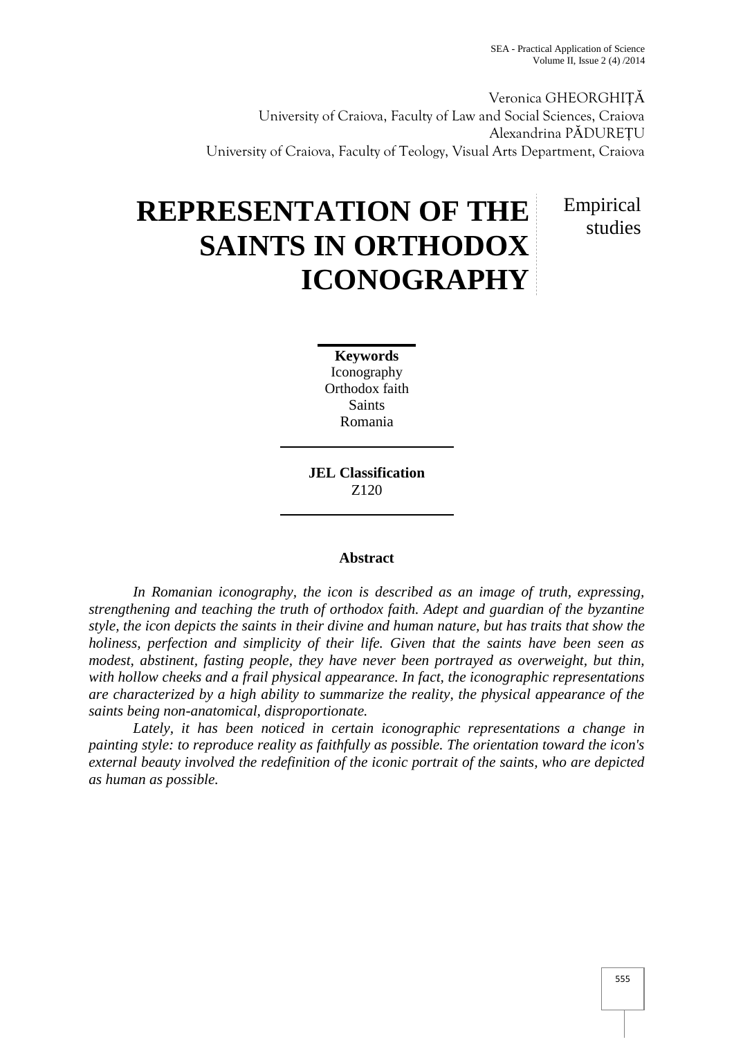Veronica GHEORGHIȚĂ
University of Craiova, Faculty of Law and Social Sciences, Craiova
Alexandrina PĂDUREȚU
University of Craiova, Faculty of Teology, Visual Arts Department, Craiova

# REPRESENTATION OF THE SAINTS IN ORTHODOX ICONOGRAPHY

Empirical studies

**Keywords**
Iconography
Orthodox faith
Saints
Romania

**JEL Classification**
Z120

**Abstract**

*In Romanian iconography, the icon is described as an image of truth, expressing, strengthening and teaching the truth of orthodox faith. Adept and guardian of the byzantine style, the icon depicts the saints in their divine and human nature, but has traits that show the holiness, perfection and simplicity of their life. Given that the saints have been seen as modest, abstinent, fasting people, they have never been portrayed as overweight, but thin, with hollow cheeks and a frail physical appearance. In fact, the iconographic representations are characterized by a high ability to summarize the reality, the physical appearance of the saints being non-anatomical, disproportionate.*

*Lately, it has been noticed in certain iconographic representations a change in painting style: to reproduce reality as faithfully as possible. The orientation toward the icon's external beauty involved the redefinition of the iconic portrait of the saints, who are depicted as human as possible.*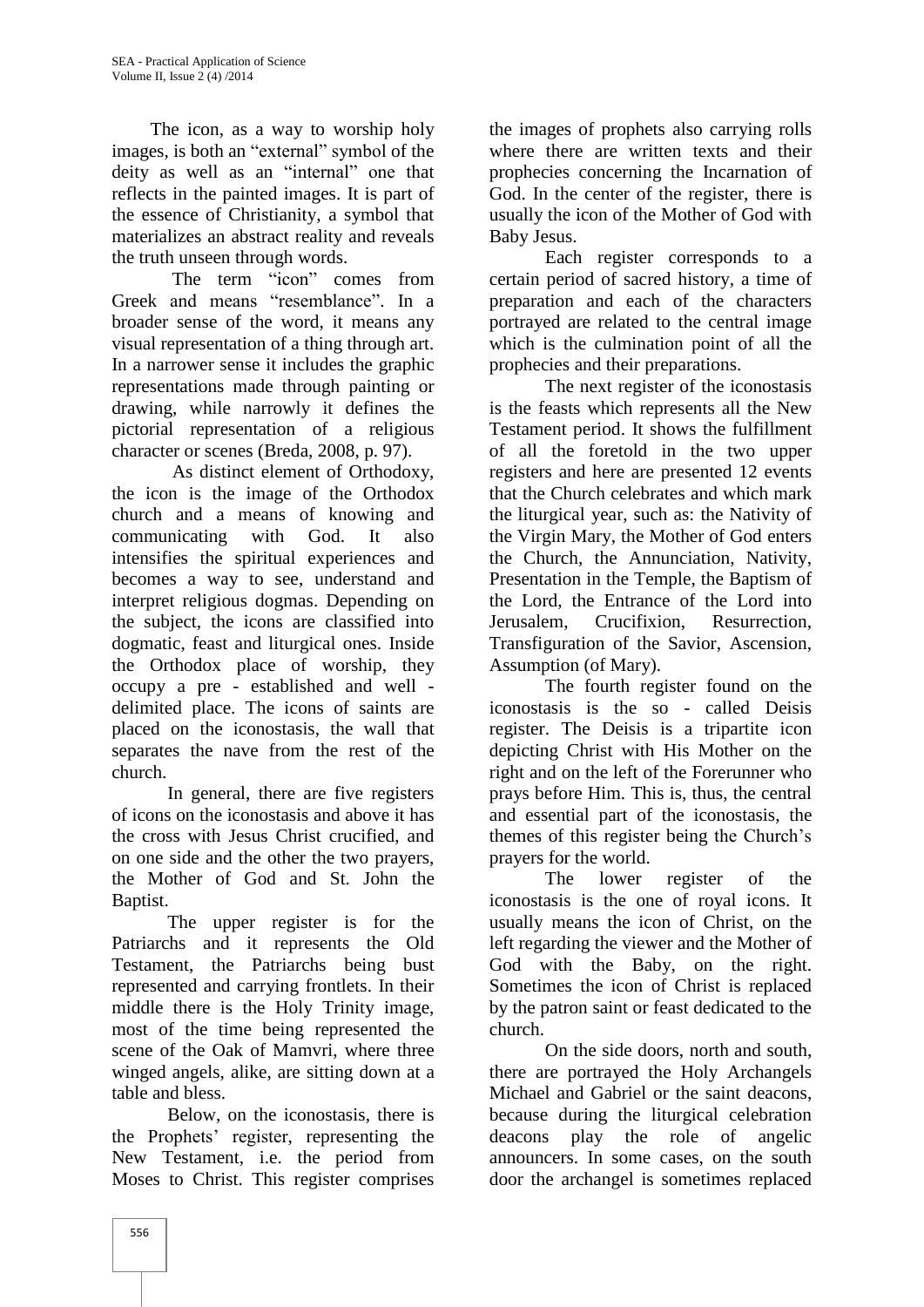The icon, as a way to worship holy images, is both an "external" symbol of the deity as well as an "internal" one that reflects in the painted images. It is part of the essence of Christianity, a symbol that materializes an abstract reality and reveals the truth unseen through words.

The term "icon" comes from Greek and means "resemblance". In a broader sense of the word, it means any visual representation of a thing through art. In a narrower sense it includes the graphic representations made through painting or drawing, while narrowly it defines the pictorial representation of a religious character or scenes (Breda, 2008, p. 97).

As distinct element of Orthodoxy, the icon is the image of the Orthodox church and a means of knowing and communicating with God. It also intensifies the spiritual experiences and becomes a way to see, understand and interpret religious dogmas. Depending on the subject, the icons are classified into dogmatic, feast and liturgical ones. Inside the Orthodox place of worship, they occupy a pre - established and well - delimited place. The icons of saints are placed on the iconostasis, the wall that separates the nave from the rest of the church.

In general, there are five registers of icons on the iconostasis and above it has the cross with Jesus Christ crucified, and on one side and the other the two prayers, the Mother of God and St. John the Baptist.

The upper register is for the Patriarchs and it represents the Old Testament, the Patriarchs being bust represented and carrying frontlets. In their middle there is the Holy Trinity image, most of the time being represented the scene of the Oak of Mamvri, where three winged angels, alike, are sitting down at a table and bless.

Below, on the iconostasis, there is the Prophets' register, representing the New Testament, i.e. the period from Moses to Christ. This register comprises the images of prophets also carrying rolls where there are written texts and their prophecies concerning the Incarnation of God. In the center of the register, there is usually the icon of the Mother of God with Baby Jesus.

Each register corresponds to a certain period of sacred history, a time of preparation and each of the characters portrayed are related to the central image which is the culmination point of all the prophecies and their preparations.

The next register of the iconostasis is the feasts which represents all the New Testament period. It shows the fulfillment of all the foretold in the two upper registers and here are presented 12 events that the Church celebrates and which mark the liturgical year, such as: the Nativity of the Virgin Mary, the Mother of God enters the Church, the Annunciation, Nativity, Presentation in the Temple, the Baptism of the Lord, the Entrance of the Lord into Jerusalem, Crucifixion, Resurrection, Transfiguration of the Savior, Ascension, Assumption (of Mary).

The fourth register found on the iconostasis is the so - called Deisis register. The Deisis is a tripartite icon depicting Christ with His Mother on the right and on the left of the Forerunner who prays before Him. This is, thus, the central and essential part of the iconostasis, the themes of this register being the Church's prayers for the world.

The lower register of the iconostasis is the one of royal icons. It usually means the icon of Christ, on the left regarding the viewer and the Mother of God with the Baby, on the right. Sometimes the icon of Christ is replaced by the patron saint or feast dedicated to the church.

On the side doors, north and south, there are portrayed the Holy Archangels Michael and Gabriel or the saint deacons, because during the liturgical celebration deacons play the role of angelic announcers. In some cases, on the south door the archangel is sometimes replaced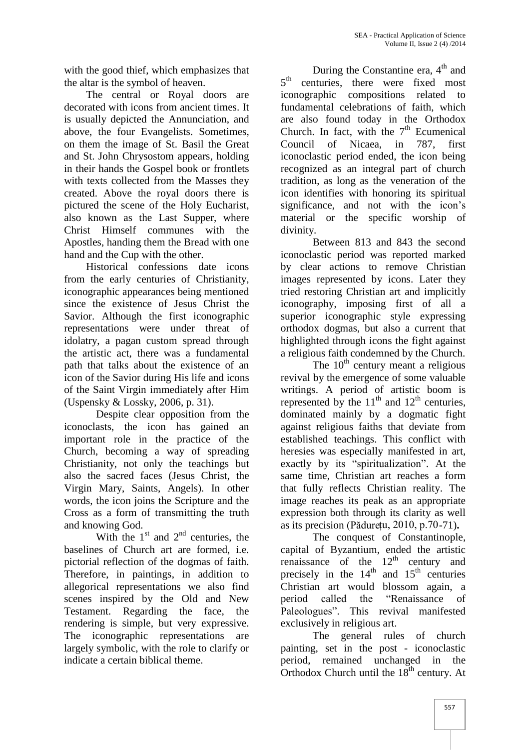with the good thief, which emphasizes that the altar is the symbol of heaven.

The central or Royal doors are decorated with icons from ancient times. It is usually depicted the Annunciation, and above, the four Evangelists. Sometimes, on them the image of St. Basil the Great and St. John Chrysostom appears, holding in their hands the Gospel book or frontlets with texts collected from the Masses they created. Above the royal doors there is pictured the scene of the Holy Eucharist, also known as the Last Supper, where Christ Himself communes with the Apostles, handing them the Bread with one hand and the Cup with the other.

Historical confessions date icons from the early centuries of Christianity, iconographic appearances being mentioned since the existence of Jesus Christ the Savior. Although the first iconographic representations were under threat of idolatry, a pagan custom spread through the artistic act, there was a fundamental path that talks about the existence of an icon of the Savior during His life and icons of the Saint Virgin immediately after Him (Uspensky & Lossky, 2006, p. 31).

Despite clear opposition from the iconoclasts, the icon has gained an important role in the practice of the Church, becoming a way of spreading Christianity, not only the teachings but also the sacred faces (Jesus Christ, the Virgin Mary, Saints, Angels). In other words, the icon joins the Scripture and the Cross as a form of transmitting the truth and knowing God.

With the 1st and 2nd centuries, the baselines of Church art are formed, i.e. pictorial reflection of the dogmas of faith. Therefore, in paintings, in addition to allegorical representations we also find scenes inspired by the Old and New Testament. Regarding the face, the rendering is simple, but very expressive. The iconographic representations are largely symbolic, with the role to clarify or indicate a certain biblical theme.

During the Constantine era, 4th and 5th centuries, there were fixed most iconographic compositions related to fundamental celebrations of faith, which are also found today in the Orthodox Church. In fact, with the 7th Ecumenical Council of Nicaea, in 787, first iconoclastic period ended, the icon being recognized as an integral part of church tradition, as long as the veneration of the icon identifies with honoring its spiritual significance, and not with the icon's material or the specific worship of divinity.

Between 813 and 843 the second iconoclastic period was reported marked by clear actions to remove Christian images represented by icons. Later they tried restoring Christian art and implicitly iconography, imposing first of all a superior iconographic style expressing orthodox dogmas, but also a current that highlighted through icons the fight against a religious faith condemned by the Church.

The 10th century meant a religious revival by the emergence of some valuable writings. A period of artistic boom is represented by the 11th and 12th centuries, dominated mainly by a dogmatic fight against religious faiths that deviate from established teachings. This conflict with heresies was especially manifested in art, exactly by its "spiritualization". At the same time, Christian art reaches a form that fully reflects Christian reality. The image reaches its peak as an appropriate expression both through its clarity as well as its precision (Pădurețu, 2010, p.70-71).

The conquest of Constantinople, capital of Byzantium, ended the artistic renaissance of the 12th century and precisely in the 14th and 15th centuries Christian art would blossom again, a period called the "Renaissance of Paleologues". This revival manifested exclusively in religious art.

The general rules of church painting, set in the post - iconoclastic period, remained unchanged in the Orthodox Church until the 18th century. At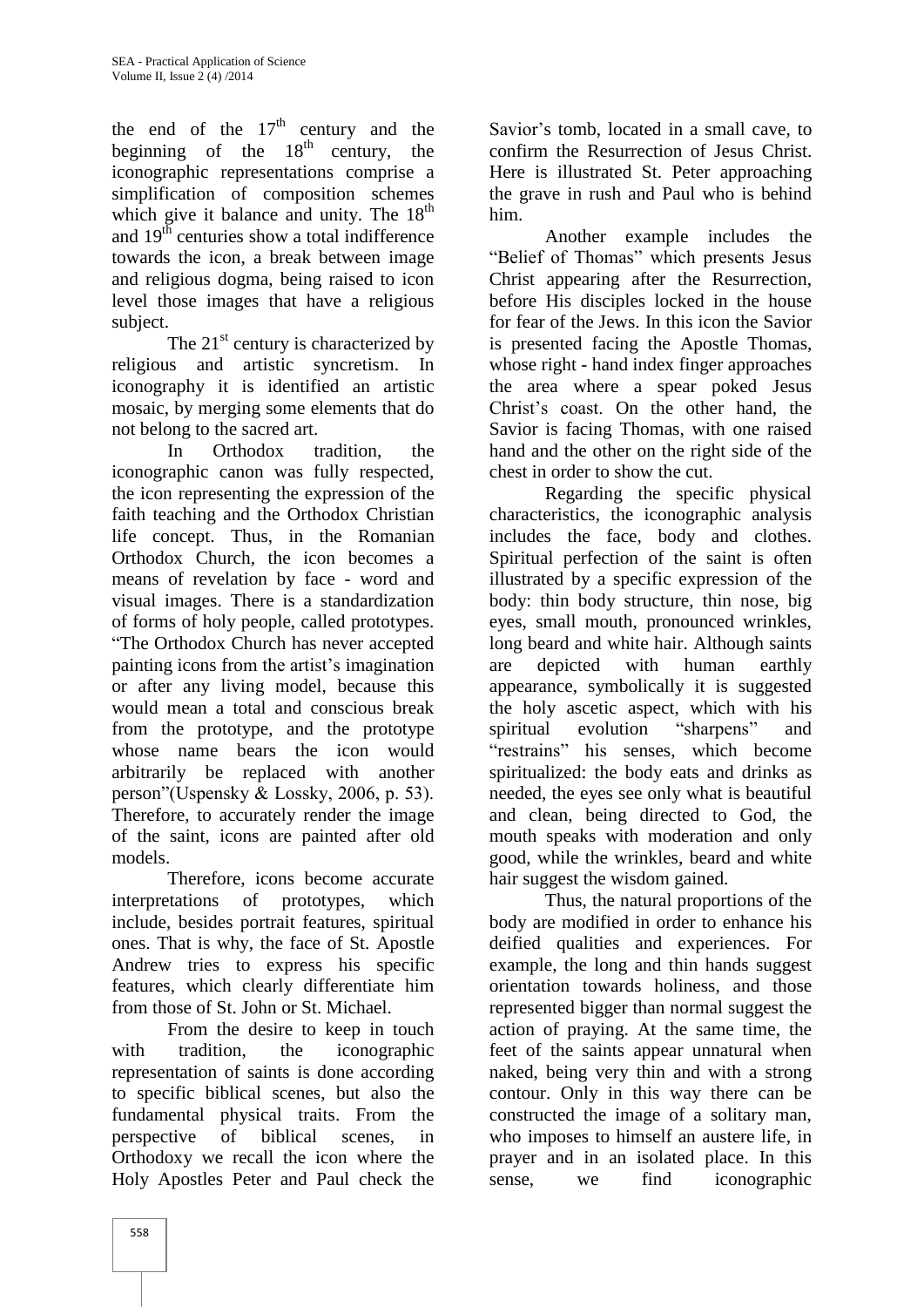the end of the 17th century and the beginning of the 18th century, the iconographic representations comprise a simplification of composition schemes which give it balance and unity. The 18th and 19th centuries show a total indifference towards the icon, a break between image and religious dogma, being raised to icon level those images that have a religious subject.

The 21st century is characterized by religious and artistic syncretism. In iconography it is identified an artistic mosaic, by merging some elements that do not belong to the sacred art.

In Orthodox tradition, the iconographic canon was fully respected, the icon representing the expression of the faith teaching and the Orthodox Christian life concept. Thus, in the Romanian Orthodox Church, the icon becomes a means of revelation by face - word and visual images. There is a standardization of forms of holy people, called prototypes. "The Orthodox Church has never accepted painting icons from the artist's imagination or after any living model, because this would mean a total and conscious break from the prototype, and the prototype whose name bears the icon would arbitrarily be replaced with another person"(Uspensky & Lossky, 2006, p. 53). Therefore, to accurately render the image of the saint, icons are painted after old models.

Therefore, icons become accurate interpretations of prototypes, which include, besides portrait features, spiritual ones. That is why, the face of St. Apostle Andrew tries to express his specific features, which clearly differentiate him from those of St. John or St. Michael.

From the desire to keep in touch with tradition, the iconographic representation of saints is done according to specific biblical scenes, but also the fundamental physical traits. From the perspective of biblical scenes, in Orthodoxy we recall the icon where the Holy Apostles Peter and Paul check the Savior's tomb, located in a small cave, to confirm the Resurrection of Jesus Christ. Here is illustrated St. Peter approaching the grave in rush and Paul who is behind him.

Another example includes the "Belief of Thomas" which presents Jesus Christ appearing after the Resurrection, before His disciples locked in the house for fear of the Jews. In this icon the Savior is presented facing the Apostle Thomas, whose right - hand index finger approaches the area where a spear poked Jesus Christ's coast. On the other hand, the Savior is facing Thomas, with one raised hand and the other on the right side of the chest in order to show the cut.

Regarding the specific physical characteristics, the iconographic analysis includes the face, body and clothes. Spiritual perfection of the saint is often illustrated by a specific expression of the body: thin body structure, thin nose, big eyes, small mouth, pronounced wrinkles, long beard and white hair. Although saints are depicted with human earthly appearance, symbolically it is suggested the holy ascetic aspect, which with his spiritual evolution "sharpens" and "restrains" his senses, which become spiritualized: the body eats and drinks as needed, the eyes see only what is beautiful and clean, being directed to God, the mouth speaks with moderation and only good, while the wrinkles, beard and white hair suggest the wisdom gained.

Thus, the natural proportions of the body are modified in order to enhance his deified qualities and experiences. For example, the long and thin hands suggest orientation towards holiness, and those represented bigger than normal suggest the action of praying. At the same time, the feet of the saints appear unnatural when naked, being very thin and with a strong contour. Only in this way there can be constructed the image of a solitary man, who imposes to himself an austere life, in prayer and in an isolated place. In this sense, we find iconographic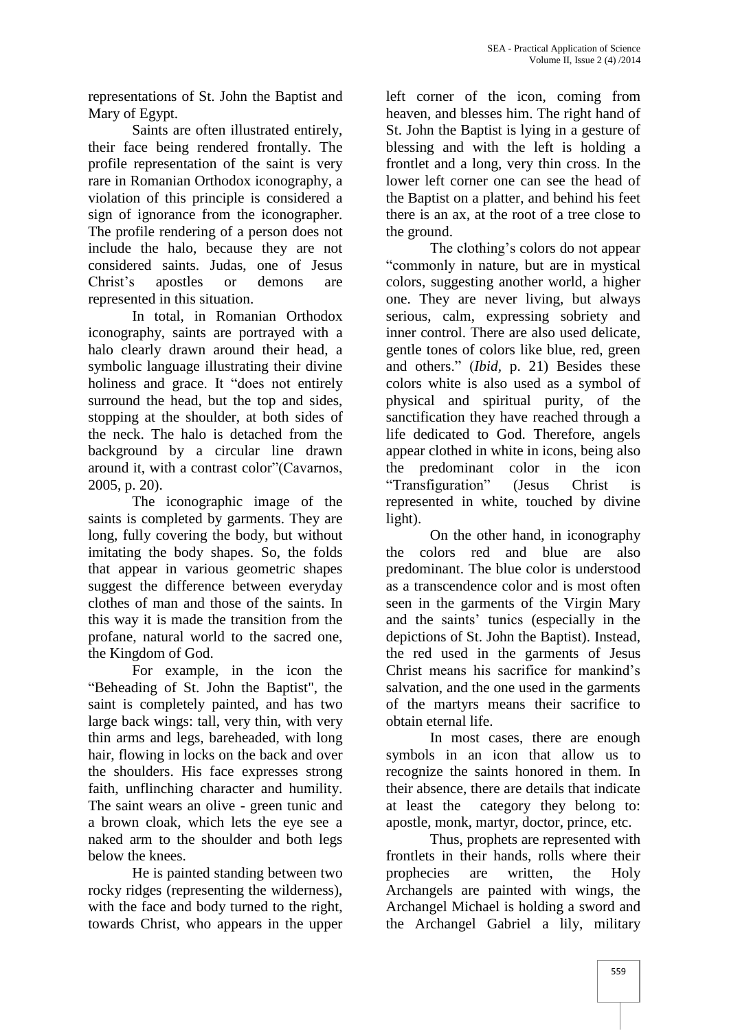representations of St. John the Baptist and Mary of Egypt.

Saints are often illustrated entirely, their face being rendered frontally. The profile representation of the saint is very rare in Romanian Orthodox iconography, a violation of this principle is considered a sign of ignorance from the iconographer. The profile rendering of a person does not include the halo, because they are not considered saints. Judas, one of Jesus Christ's apostles or demons are represented in this situation.

In total, in Romanian Orthodox iconography, saints are portrayed with a halo clearly drawn around their head, a symbolic language illustrating their divine holiness and grace. It "does not entirely surround the head, but the top and sides, stopping at the shoulder, at both sides of the neck. The halo is detached from the background by a circular line drawn around it, with a contrast color"(Cavarnos, 2005, p. 20).

The iconographic image of the saints is completed by garments. They are long, fully covering the body, but without imitating the body shapes. So, the folds that appear in various geometric shapes suggest the difference between everyday clothes of man and those of the saints. In this way it is made the transition from the profane, natural world to the sacred one, the Kingdom of God.

For example, in the icon the "Beheading of St. John the Baptist", the saint is completely painted, and has two large back wings: tall, very thin, with very thin arms and legs, bareheaded, with long hair, flowing in locks on the back and over the shoulders. His face expresses strong faith, unflinching character and humility. The saint wears an olive - green tunic and a brown cloak, which lets the eye see a naked arm to the shoulder and both legs below the knees.

He is painted standing between two rocky ridges (representing the wilderness), with the face and body turned to the right, towards Christ, who appears in the upper left corner of the icon, coming from heaven, and blesses him. The right hand of St. John the Baptist is lying in a gesture of blessing and with the left is holding a frontlet and a long, very thin cross. In the lower left corner one can see the head of the Baptist on a platter, and behind his feet there is an ax, at the root of a tree close to the ground.

The clothing's colors do not appear "commonly in nature, but are in mystical colors, suggesting another world, a higher one. They are never living, but always serious, calm, expressing sobriety and inner control. There are also used delicate, gentle tones of colors like blue, red, green and others." (*Ibid*, p. 21) Besides these colors white is also used as a symbol of physical and spiritual purity, of the sanctification they have reached through a life dedicated to God. Therefore, angels appear clothed in white in icons, being also the predominant color in the icon "Transfiguration" (Jesus Christ is represented in white, touched by divine light).

On the other hand, in iconography the colors red and blue are also predominant. The blue color is understood as a transcendence color and is most often seen in the garments of the Virgin Mary and the saints' tunics (especially in the depictions of St. John the Baptist). Instead, the red used in the garments of Jesus Christ means his sacrifice for mankind's salvation, and the one used in the garments of the martyrs means their sacrifice to obtain eternal life.

In most cases, there are enough symbols in an icon that allow us to recognize the saints honored in them. In their absence, there are details that indicate at least the category they belong to: apostle, monk, martyr, doctor, prince, etc.

Thus, prophets are represented with frontlets in their hands, rolls where their prophecies are written, the Holy Archangels are painted with wings, the Archangel Michael is holding a sword and the Archangel Gabriel a lily, military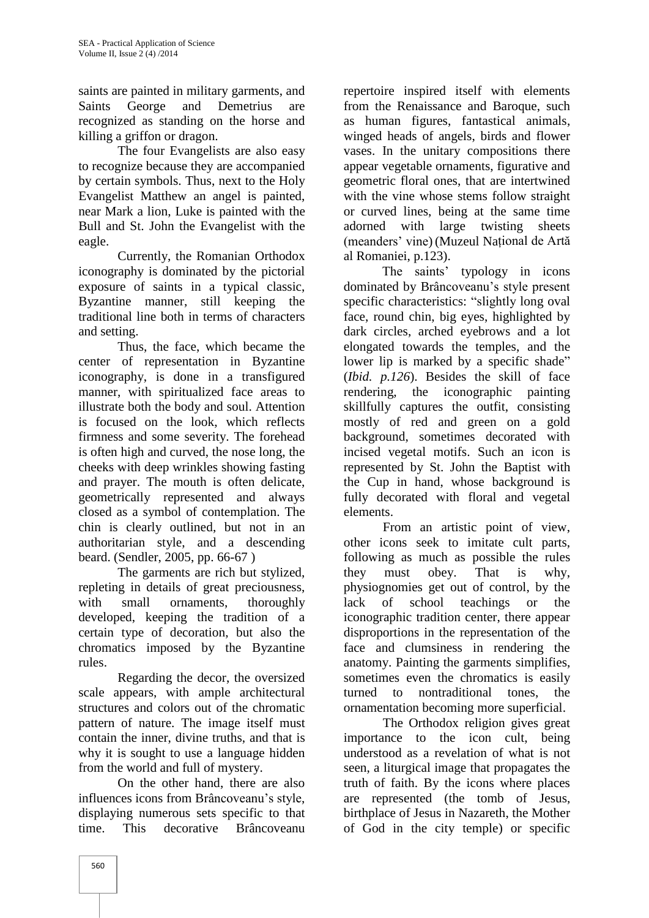saints are painted in military garments, and Saints George and Demetrius are recognized as standing on the horse and killing a griffon or dragon.

The four Evangelists are also easy to recognize because they are accompanied by certain symbols. Thus, next to the Holy Evangelist Matthew an angel is painted, near Mark a lion, Luke is painted with the Bull and St. John the Evangelist with the eagle.

Currently, the Romanian Orthodox iconography is dominated by the pictorial exposure of saints in a typical classic, Byzantine manner, still keeping the traditional line both in terms of characters and setting.

Thus, the face, which became the center of representation in Byzantine iconography, is done in a transfigured manner, with spiritualized face areas to illustrate both the body and soul. Attention is focused on the look, which reflects firmness and some severity. The forehead is often high and curved, the nose long, the cheeks with deep wrinkles showing fasting and prayer. The mouth is often delicate, geometrically represented and always closed as a symbol of contemplation. The chin is clearly outlined, but not in an authoritarian style, and a descending beard. (Sendler, 2005, pp. 66-67 )

The garments are rich but stylized, repleting in details of great preciousness, with small ornaments, thoroughly developed, keeping the tradition of a certain type of decoration, but also the chromatics imposed by the Byzantine rules.

Regarding the decor, the oversized scale appears, with ample architectural structures and colors out of the chromatic pattern of nature. The image itself must contain the inner, divine truths, and that is why it is sought to use a language hidden from the world and full of mystery.

On the other hand, there are also influences icons from Brâncoveanu's style, displaying numerous sets specific to that time. This decorative Brâncoveanu repertoire inspired itself with elements from the Renaissance and Baroque, such as human figures, fantastical animals, winged heads of angels, birds and flower vases. In the unitary compositions there appear vegetable ornaments, figurative and geometric floral ones, that are intertwined with the vine whose stems follow straight or curved lines, being at the same time adorned with large twisting sheets (meanders' vine) (Muzeul Național de Artă al Romaniei, p.123).

The saints' typology in icons dominated by Brâncoveanu's style present specific characteristics: "slightly long oval face, round chin, big eyes, highlighted by dark circles, arched eyebrows and a lot elongated towards the temples, and the lower lip is marked by a specific shade" (*Ibid. p.126*). Besides the skill of face rendering, the iconographic painting skillfully captures the outfit, consisting mostly of red and green on a gold background, sometimes decorated with incised vegetal motifs. Such an icon is represented by St. John the Baptist with the Cup in hand, whose background is fully decorated with floral and vegetal elements.

From an artistic point of view, other icons seek to imitate cult parts, following as much as possible the rules they must obey. That is why, physiognomies get out of control, by the lack of school teachings or the iconographic tradition center, there appear disproportions in the representation of the face and clumsiness in rendering the anatomy. Painting the garments simplifies, sometimes even the chromatics is easily turned to nontraditional tones, the ornamentation becoming more superficial.

The Orthodox religion gives great importance to the icon cult, being understood as a revelation of what is not seen, a liturgical image that propagates the truth of faith. By the icons where places are represented (the tomb of Jesus, birthplace of Jesus in Nazareth, the Mother of God in the city temple) or specific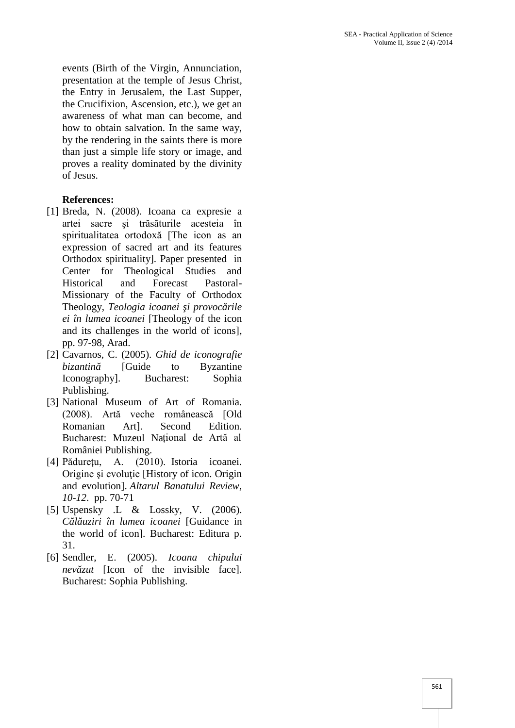events (Birth of the Virgin, Annunciation, presentation at the temple of Jesus Christ, the Entry in Jerusalem, the Last Supper, the Crucifixion, Ascension, etc.), we get an awareness of what man can become, and how to obtain salvation. In the same way, by the rendering in the saints there is more than just a simple life story or image, and proves a reality dominated by the divinity of Jesus.

**References:**

[1] Breda, N. (2008). Icoana ca expresie a artei sacre şi trăsăturile acesteia în spiritualitatea ortodoxă [The icon as an expression of sacred art and its features Orthodox spirituality]. Paper presented in Center for Theological Studies and Historical and Forecast Pastoral-Missionary of the Faculty of Orthodox Theology, *Teologia icoanei şi provocările ei în lumea icoanei* [Theology of the icon and its challenges in the world of icons], pp. 97-98, Arad.

[2] Cavarnos, C. (2005). *Ghid de iconografie bizantină* [Guide to Byzantine Iconography]. Bucharest: Sophia Publishing.

[3] National Museum of Art of Romania. (2008). Artă veche românească [Old Romanian Art]. Second Edition. Bucharest: Muzeul Național de Artă al României Publishing.

[4] Pădurețu, A. (2010). Istoria icoanei. Origine și evoluție [History of icon. Origin and evolution]. *Altarul Banatului Review*, *10-12*. pp. 70-71

[5] Uspensky .L & Lossky, V. (2006). *Călăuziri în lumea icoanei* [Guidance in the world of icon]. Bucharest: Editura p. 31.

[6] Sendler, E. (2005). *Icoana chipului nevăzut* [Icon of the invisible face]. Bucharest: Sophia Publishing.